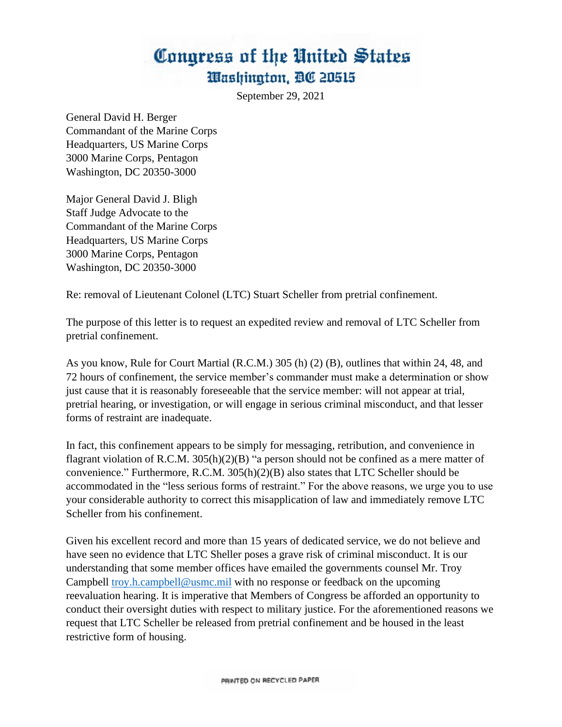# Congress of the United States
## Washington, DC 20515

September 29, 2021

General David H. Berger
Commandant of the Marine Corps
Headquarters, US Marine Corps
3000 Marine Corps, Pentagon
Washington, DC 20350-3000

Major General David J. Bligh
Staff Judge Advocate to the
Commandant of the Marine Corps
Headquarters, US Marine Corps
3000 Marine Corps, Pentagon
Washington, DC 20350-3000

Re: removal of Lieutenant Colonel (LTC) Stuart Scheller from pretrial confinement.

The purpose of this letter is to request an expedited review and removal of LTC Scheller from pretrial confinement.

As you know, Rule for Court Martial (R.C.M.) 305 (h) (2) (B), outlines that within 24, 48, and 72 hours of confinement, the service member's commander must make a determination or show just cause that it is reasonably foreseeable that the service member: will not appear at trial, pretrial hearing, or investigation, or will engage in serious criminal misconduct, and that lesser forms of restraint are inadequate.

In fact, this confinement appears to be simply for messaging, retribution, and convenience in flagrant violation of R.C.M. 305(h)(2)(B) "a person should not be confined as a mere matter of convenience." Furthermore, R.C.M. 305(h)(2)(B) also states that LTC Scheller should be accommodated in the "less serious forms of restraint." For the above reasons, we urge you to use your considerable authority to correct this misapplication of law and immediately remove LTC Scheller from his confinement.

Given his excellent record and more than 15 years of dedicated service, we do not believe and have seen no evidence that LTC Sheller poses a grave risk of criminal misconduct. It is our understanding that some member offices have emailed the governments counsel Mr. Troy Campbell troy.h.campbell@usmc.mil with no response or feedback on the upcoming reevaluation hearing. It is imperative that Members of Congress be afforded an opportunity to conduct their oversight duties with respect to military justice. For the aforementioned reasons we request that LTC Scheller be released from pretrial confinement and be housed in the least restrictive form of housing.

PRINTED ON RECYCLED PAPER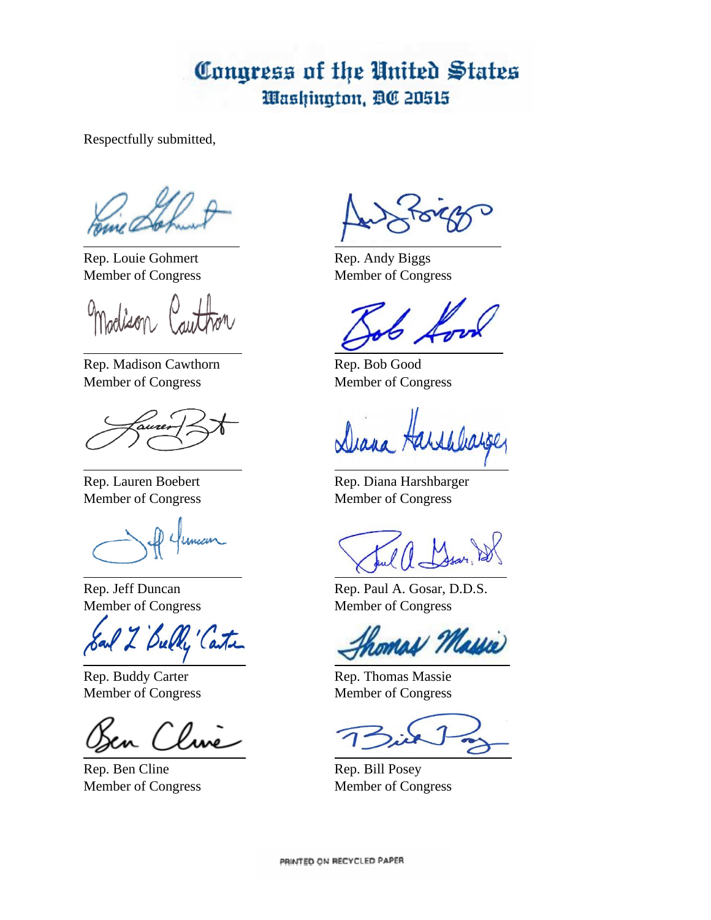Respectfully submitted,

Rep. Louie Gohmert
Member of Congress

Rep. Andy Biggs
Member of Congress

Rep. Madison Cawthorn
Member of Congress

Rep. Bob Good
Member of Congress

Rep. Lauren Boebert
Member of Congress

Rep. Diana Harshbarger
Member of Congress

Rep. Jeff Duncan
Member of Congress

Rep. Paul A. Gosar, D.D.S.
Member of Congress

Rep. Buddy Carter
Member of Congress

Rep. Thomas Massie
Member of Congress

Rep. Ben Cline
Member of Congress

Rep. Bill Posey
Member of Congress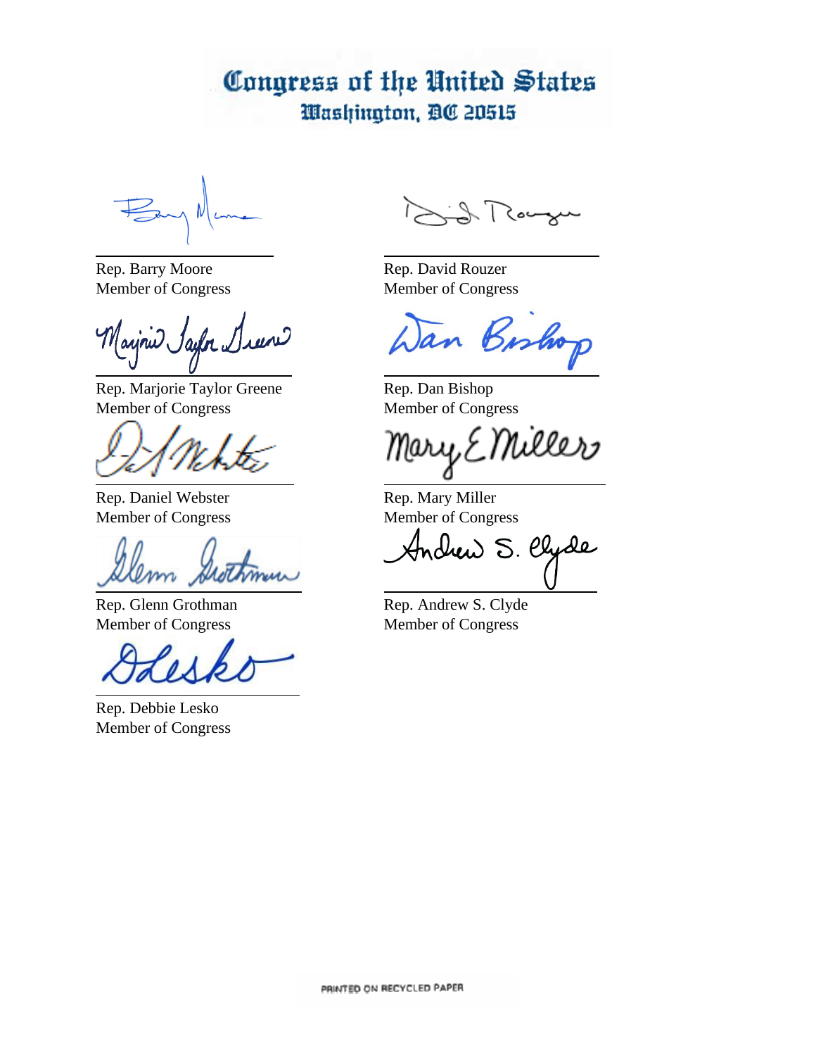# Congress of the United States
## Washington, DC 20515

Rep. Barry Moore
Member of Congress

Rep. Marjorie Taylor Greene
Member of Congress

Rep. Daniel Webster
Member of Congress

Rep. Glenn Grothman
Member of Congress

Rep. Debbie Lesko
Member of Congress

Rep. David Rouzer
Member of Congress

Rep. Dan Bishop
Member of Congress

Rep. Mary Miller
Member of Congress

Rep. Andrew S. Clyde
Member of Congress

PRINTED ON RECYCLED PAPER